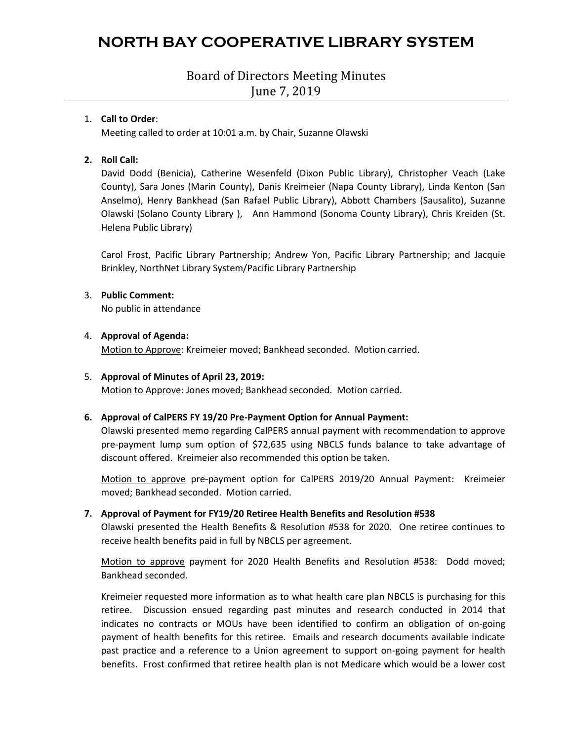# NORTH BAY COOPERATIVE LIBRARY SYSTEM

## Board of Directors Meeting Minutes
## June 7, 2019

1. **Call to Order**:
   Meeting called to order at 10:01 a.m. by Chair, Suzanne Olawski

2. **Roll Call:**
   David Dodd (Benicia), Catherine Wesenfeld (Dixon Public Library), Christopher Veach (Lake County), Sara Jones (Marin County), Danis Kreimeier (Napa County Library), Linda Kenton (San Anselmo), Henry Bankhead (San Rafael Public Library), Abbott Chambers (Sausalito), Suzanne Olawski (Solano County Library ), Ann Hammond (Sonoma County Library), Chris Kreiden (St. Helena Public Library)

   Carol Frost, Pacific Library Partnership; Andrew Yon, Pacific Library Partnership; and Jacquie Brinkley, NorthNet Library System/Pacific Library Partnership

3. **Public Comment:**
   No public in attendance

4. **Approval of Agenda:**
   Motion to Approve: Kreimeier moved; Bankhead seconded. Motion carried.

5. **Approval of Minutes of April 23, 2019:**
   Motion to Approve: Jones moved; Bankhead seconded. Motion carried.

6. **Approval of CalPERS FY 19/20 Pre-Payment Option for Annual Payment:**
   Olawski presented memo regarding CalPERS annual payment with recommendation to approve pre-payment lump sum option of $72,635 using NBCLS funds balance to take advantage of discount offered. Kreimeier also recommended this option be taken.

   Motion to approve pre-payment option for CalPERS 2019/20 Annual Payment: Kreimeier moved; Bankhead seconded. Motion carried.

7. **Approval of Payment for FY19/20 Retiree Health Benefits and Resolution #538**
   Olawski presented the Health Benefits & Resolution #538 for 2020. One retiree continues to receive health benefits paid in full by NBCLS per agreement.

   Motion to approve payment for 2020 Health Benefits and Resolution #538: Dodd moved; Bankhead seconded.

   Kreimeier requested more information as to what health care plan NBCLS is purchasing for this retiree. Discussion ensued regarding past minutes and research conducted in 2014 that indicates no contracts or MOUs have been identified to confirm an obligation of on-going payment of health benefits for this retiree. Emails and research documents available indicate past practice and a reference to a Union agreement to support on-going payment for health benefits. Frost confirmed that retiree health plan is not Medicare which would be a lower cost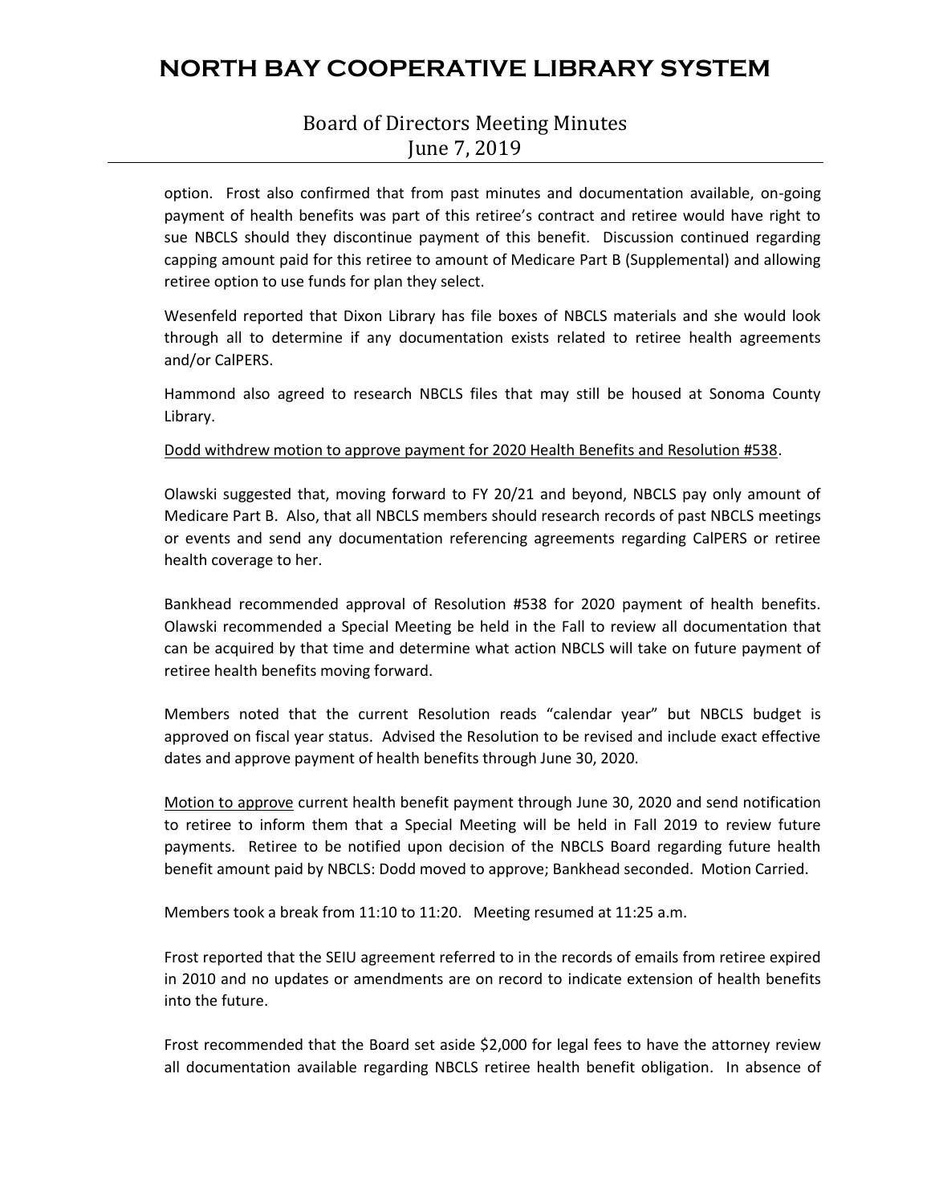option. Frost also confirmed that from past minutes and documentation available, on-going payment of health benefits was part of this retiree's contract and retiree would have right to sue NBCLS should they discontinue payment of this benefit. Discussion continued regarding capping amount paid for this retiree to amount of Medicare Part B (Supplemental) and allowing retiree option to use funds for plan they select.

Wesenfeld reported that Dixon Library has file boxes of NBCLS materials and she would look through all to determine if any documentation exists related to retiree health agreements and/or CalPERS.

Hammond also agreed to research NBCLS files that may still be housed at Sonoma County Library.

<u>Dodd withdrew motion to approve payment for 2020 Health Benefits and Resolution #538</u>.

Olawski suggested that, moving forward to FY 20/21 and beyond, NBCLS pay only amount of Medicare Part B. Also, that all NBCLS members should research records of past NBCLS meetings or events and send any documentation referencing agreements regarding CalPERS or retiree health coverage to her.

Bankhead recommended approval of Resolution #538 for 2020 payment of health benefits. Olawski recommended a Special Meeting be held in the Fall to review all documentation that can be acquired by that time and determine what action NBCLS will take on future payment of retiree health benefits moving forward.

Members noted that the current Resolution reads "calendar year" but NBCLS budget is approved on fiscal year status. Advised the Resolution to be revised and include exact effective dates and approve payment of health benefits through June 30, 2020.

<u>Motion to approve</u> current health benefit payment through June 30, 2020 and send notification to retiree to inform them that a Special Meeting will be held in Fall 2019 to review future payments. Retiree to be notified upon decision of the NBCLS Board regarding future health benefit amount paid by NBCLS: Dodd moved to approve; Bankhead seconded. Motion Carried.

Members took a break from 11:10 to 11:20. Meeting resumed at 11:25 a.m.

Frost reported that the SEIU agreement referred to in the records of emails from retiree expired in 2010 and no updates or amendments are on record to indicate extension of health benefits into the future.

Frost recommended that the Board set aside $2,000 for legal fees to have the attorney review all documentation available regarding NBCLS retiree health benefit obligation. In absence of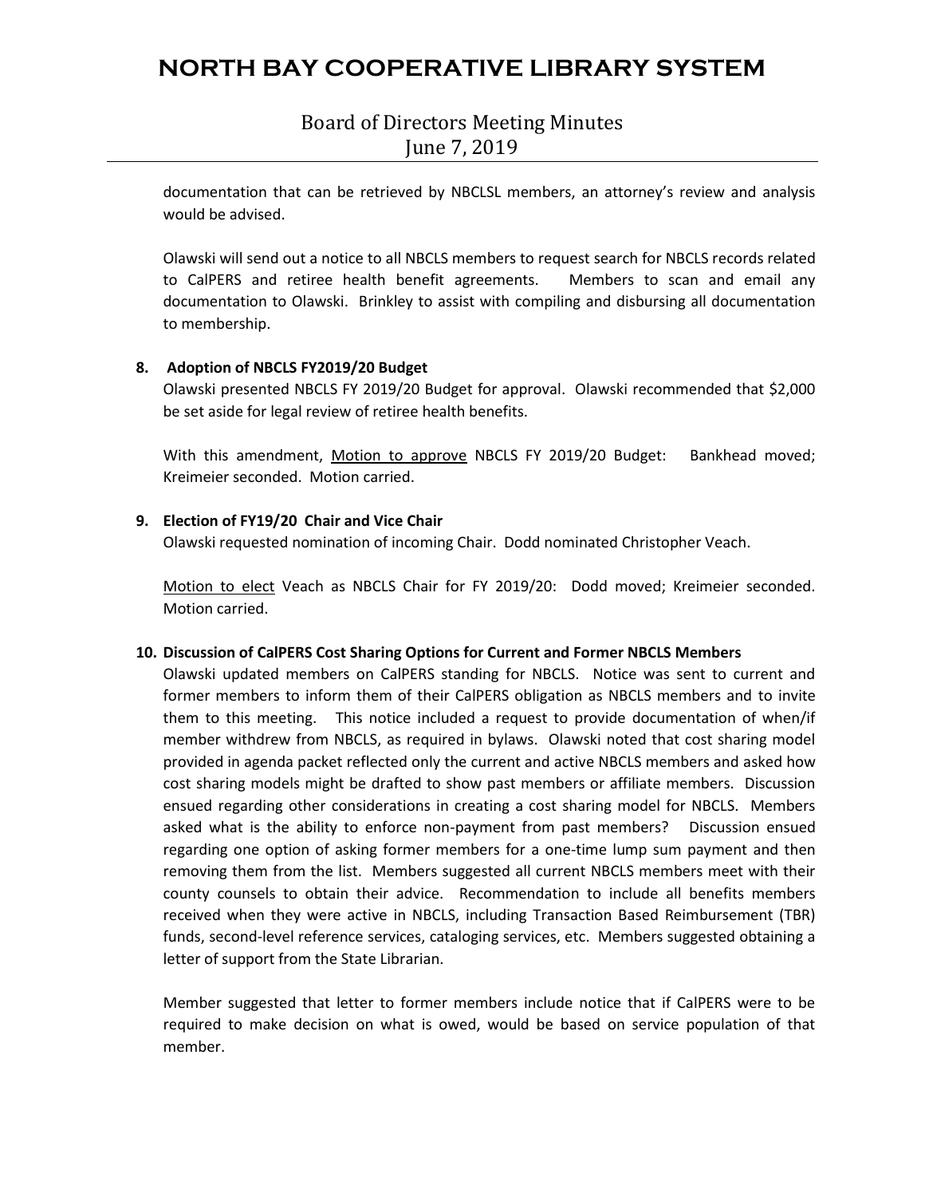documentation that can be retrieved by NBCLSL members, an attorney's review and analysis would be advised.

Olawski will send out a notice to all NBCLS members to request search for NBCLS records related to CalPERS and retiree health benefit agreements. Members to scan and email any documentation to Olawski. Brinkley to assist with compiling and disbursing all documentation to membership.

**8. Adoption of NBCLS FY2019/20 Budget**

Olawski presented NBCLS FY 2019/20 Budget for approval. Olawski recommended that $2,000 be set aside for legal review of retiree health benefits.

With this amendment, Motion to approve NBCLS FY 2019/20 Budget: Bankhead moved; Kreimeier seconded. Motion carried.

**9. Election of FY19/20 Chair and Vice Chair**

Olawski requested nomination of incoming Chair. Dodd nominated Christopher Veach.

Motion to elect Veach as NBCLS Chair for FY 2019/20: Dodd moved; Kreimeier seconded. Motion carried.

**10. Discussion of CalPERS Cost Sharing Options for Current and Former NBCLS Members**

Olawski updated members on CalPERS standing for NBCLS. Notice was sent to current and former members to inform them of their CalPERS obligation as NBCLS members and to invite them to this meeting. This notice included a request to provide documentation of when/if member withdrew from NBCLS, as required in bylaws. Olawski noted that cost sharing model provided in agenda packet reflected only the current and active NBCLS members and asked how cost sharing models might be drafted to show past members or affiliate members. Discussion ensued regarding other considerations in creating a cost sharing model for NBCLS. Members asked what is the ability to enforce non-payment from past members? Discussion ensued regarding one option of asking former members for a one-time lump sum payment and then removing them from the list. Members suggested all current NBCLS members meet with their county counsels to obtain their advice. Recommendation to include all benefits members received when they were active in NBCLS, including Transaction Based Reimbursement (TBR) funds, second-level reference services, cataloging services, etc. Members suggested obtaining a letter of support from the State Librarian.

Member suggested that letter to former members include notice that if CalPERS were to be required to make decision on what is owed, would be based on service population of that member.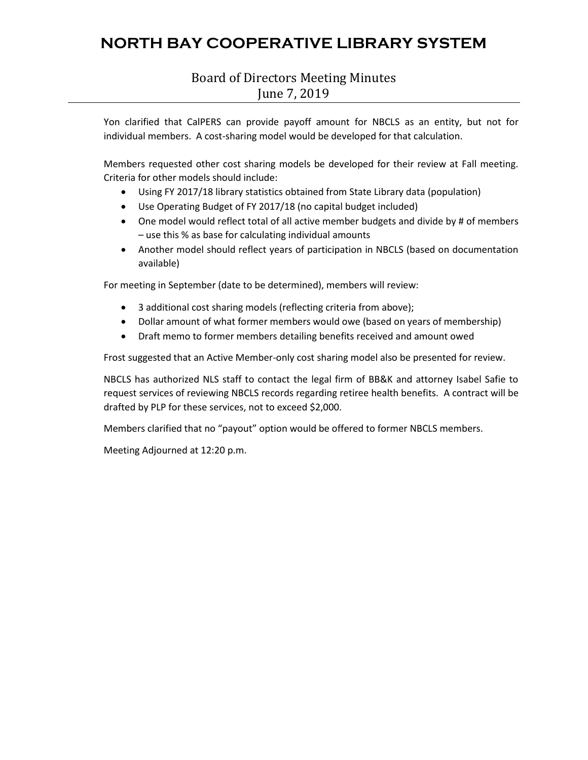Yon clarified that CalPERS can provide payoff amount for NBCLS as an entity, but not for individual members. A cost-sharing model would be developed for that calculation.

Members requested other cost sharing models be developed for their review at Fall meeting. Criteria for other models should include:

- Using FY 2017/18 library statistics obtained from State Library data (population)
- Use Operating Budget of FY 2017/18 (no capital budget included)
- One model would reflect total of all active member budgets and divide by # of members – use this % as base for calculating individual amounts
- Another model should reflect years of participation in NBCLS (based on documentation available)

For meeting in September (date to be determined), members will review:

- 3 additional cost sharing models (reflecting criteria from above);
- Dollar amount of what former members would owe (based on years of membership)
- Draft memo to former members detailing benefits received and amount owed

Frost suggested that an Active Member-only cost sharing model also be presented for review.

NBCLS has authorized NLS staff to contact the legal firm of BB&K and attorney Isabel Safie to request services of reviewing NBCLS records regarding retiree health benefits. A contract will be drafted by PLP for these services, not to exceed $2,000.

Members clarified that no "payout" option would be offered to former NBCLS members.

Meeting Adjourned at 12:20 p.m.